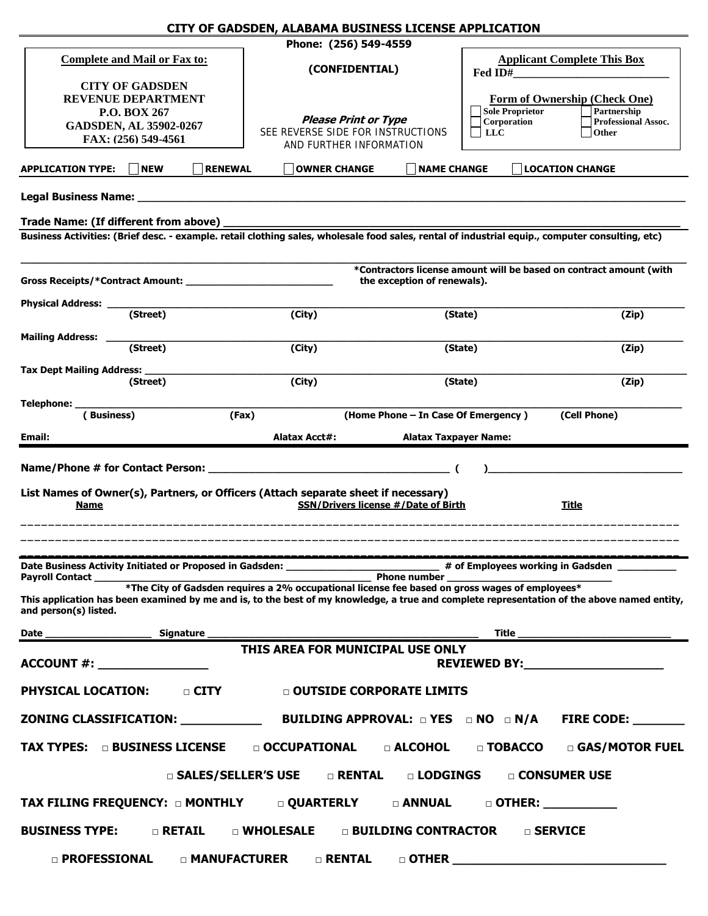# CITY OF GADSDEN, ALABAMA BUSINESS LICENSE APPLICATION

Phone: (256) 549-4559

**Complete and Mail or Fax to:**

**CITY OF GADSDEN**
**REVENUE DEPARTMENT**
**P.O. BOX 267**
**GADSDEN, AL 35902-0267**
**FAX: (256) 549-4561**

**(CONFIDENTIAL)**

***Please Print or Type***
SEE REVERSE SIDE FOR INSTRUCTIONS AND FURTHER INFORMATION

**Applicant Complete This Box**

Fed ID#___________________________

**Form of Ownership (Check One)**

- ☐ Sole Proprietor
- ☐ Partnership
- ☐ Corporation
- ☐ Professional Assoc.
- ☐ LLC
- ☐ Other

**APPLICATION TYPE:** ☐ NEW ☐ RENEWAL ☐ OWNER CHANGE ☐ NAME CHANGE ☐ LOCATION CHANGE

**Legal Business Name:** ____________________________________________

**Trade Name: (If different from above)** ____________________________________________

**Business Activities: (Brief desc. - example. retail clothing sales, wholesale food sales, rental of industrial equip., computer consulting, etc)**

____________________________________________

**Gross Receipts/*Contract Amount:** ___________________________

***Contractors license amount will be based on contract amount (with the exception of renewals).**

**Physical Address:** ____________________________________________
(Street) (City) (State) (Zip)

**Mailing Address:** ____________________________________________
(Street) (City) (State) (Zip)

**Tax Dept Mailing Address:** ____________________________________________
(Street) (City) (State) (Zip)

**Telephone:** ____________________________________________
( Business) (Fax) (Home Phone – In Case Of Emergency ) (Cell Phone)

**Email:** **Alatax Acct#:** **Alatax Taxpayer Name:**

**Name/Phone # for Contact Person:** ________________________________________ ( )________________________________

**List Names of Owner(s), Partners, or Officers (Attach separate sheet if necessary)**

| Name | SSN/Drivers license #/Date of Birth | Title |
|---|---|---|
| | | |
| | | |
| | | |

**Date Business Activity Initiated or Proposed in Gadsden:** ___________________________ **# of Employees working in Gadsden** __________

**Payroll Contact** ________________________________________ **Phone number** ____________________________

***The City of Gadsden requires a 2% occupational license fee based on gross wages of employees***

**This application has been examined by me and is, to the best of my knowledge, a true and complete representation of the above named entity, and person(s) listed.**

**Date** ___________________ **Signature** ________________________________________ **Title** ____________________________

## THIS AREA FOR MUNICIPAL USE ONLY

**ACCOUNT #:** ________________ **REVIEWED BY:**_____________________

**PHYSICAL LOCATION:** □ CITY □ OUTSIDE CORPORATE LIMITS

**ZONING CLASSIFICATION:** ___________ **BUILDING APPROVAL:** □ YES □ NO □ N/A **FIRE CODE:** _______

**TAX TYPES:** □ BUSINESS LICENSE □ OCCUPATIONAL □ ALCOHOL □ TOBACCO □ GAS/MOTOR FUEL □ SALES/SELLER'S USE □ RENTAL □ LODGINGS □ CONSUMER USE

**TAX FILING FREQUENCY:** □ MONTHLY □ QUARTERLY □ ANNUAL □ OTHER: __________

**BUSINESS TYPE:** □ RETAIL □ WHOLESALE □ BUILDING CONTRACTOR □ SERVICE □ PROFESSIONAL □ MANUFACTURER □ RENTAL □ OTHER ______________________________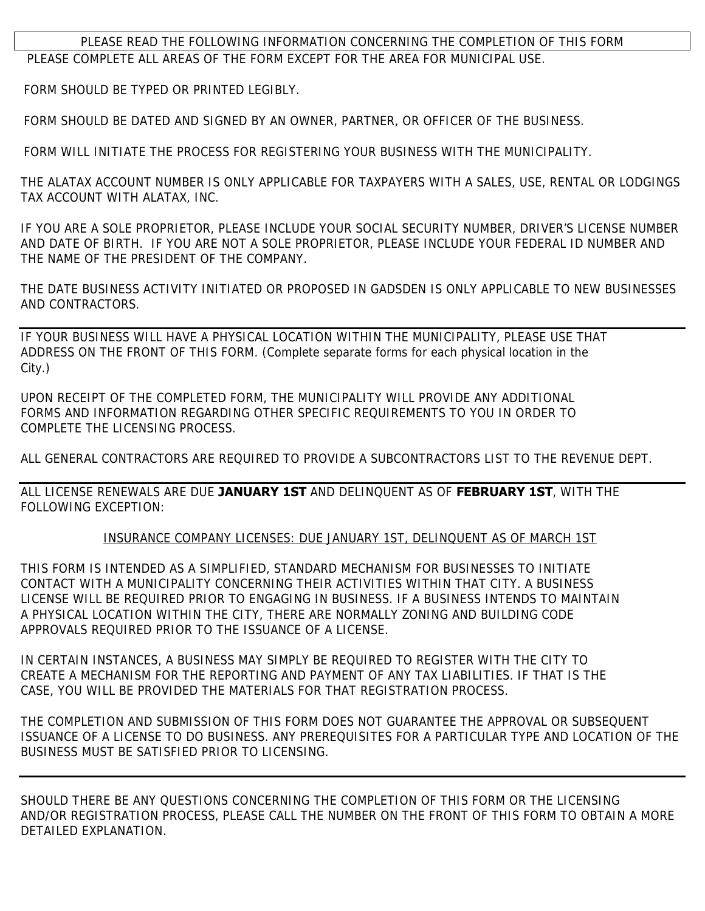PLEASE READ THE FOLLOWING INFORMATION CONCERNING THE COMPLETION OF THIS FORM

PLEASE COMPLETE ALL AREAS OF THE FORM EXCEPT FOR THE AREA FOR MUNICIPAL USE.

FORM SHOULD BE TYPED OR PRINTED LEGIBLY.

FORM SHOULD BE DATED AND SIGNED BY AN OWNER, PARTNER, OR OFFICER OF THE BUSINESS.

FORM WILL INITIATE THE PROCESS FOR REGISTERING YOUR BUSINESS WITH THE MUNICIPALITY.

THE ALATAX ACCOUNT NUMBER IS ONLY APPLICABLE FOR TAXPAYERS WITH A SALES, USE, RENTAL OR LODGINGS TAX ACCOUNT WITH ALATAX, INC.

IF YOU ARE A SOLE PROPRIETOR, PLEASE INCLUDE YOUR SOCIAL SECURITY NUMBER, DRIVER'S LICENSE NUMBER AND DATE OF BIRTH. IF YOU ARE NOT A SOLE PROPRIETOR, PLEASE INCLUDE YOUR FEDERAL ID NUMBER AND THE NAME OF THE PRESIDENT OF THE COMPANY.

THE DATE BUSINESS ACTIVITY INITIATED OR PROPOSED IN GADSDEN IS ONLY APPLICABLE TO NEW BUSINESSES AND CONTRACTORS.

---

IF YOUR BUSINESS WILL HAVE A PHYSICAL LOCATION WITHIN THE MUNICIPALITY, PLEASE USE THAT ADDRESS ON THE FRONT OF THIS FORM. (Complete separate forms for each physical location in the City.)

UPON RECEIPT OF THE COMPLETED FORM, THE MUNICIPALITY WILL PROVIDE ANY ADDITIONAL FORMS AND INFORMATION REGARDING OTHER SPECIFIC REQUIREMENTS TO YOU IN ORDER TO COMPLETE THE LICENSING PROCESS.

ALL GENERAL CONTRACTORS ARE REQUIRED TO PROVIDE A SUBCONTRACTORS LIST TO THE REVENUE DEPT.

---

ALL LICENSE RENEWALS ARE DUE **JANUARY 1ST** AND DELINQUENT AS OF **FEBRUARY 1ST**, WITH THE FOLLOWING EXCEPTION:

INSURANCE COMPANY LICENSES: DUE JANUARY 1ST, DELINQUENT AS OF MARCH 1ST

THIS FORM IS INTENDED AS A SIMPLIFIED, STANDARD MECHANISM FOR BUSINESSES TO INITIATE CONTACT WITH A MUNICIPALITY CONCERNING THEIR ACTIVITIES WITHIN THAT CITY. A BUSINESS LICENSE WILL BE REQUIRED PRIOR TO ENGAGING IN BUSINESS. IF A BUSINESS INTENDS TO MAINTAIN A PHYSICAL LOCATION WITHIN THE CITY, THERE ARE NORMALLY ZONING AND BUILDING CODE APPROVALS REQUIRED PRIOR TO THE ISSUANCE OF A LICENSE.

IN CERTAIN INSTANCES, A BUSINESS MAY SIMPLY BE REQUIRED TO REGISTER WITH THE CITY TO CREATE A MECHANISM FOR THE REPORTING AND PAYMENT OF ANY TAX LIABILITIES. IF THAT IS THE CASE, YOU WILL BE PROVIDED THE MATERIALS FOR THAT REGISTRATION PROCESS.

THE COMPLETION AND SUBMISSION OF THIS FORM DOES NOT GUARANTEE THE APPROVAL OR SUBSEQUENT ISSUANCE OF A LICENSE TO DO BUSINESS. ANY PREREQUISITES FOR A PARTICULAR TYPE AND LOCATION OF THE BUSINESS MUST BE SATISFIED PRIOR TO LICENSING.

---

SHOULD THERE BE ANY QUESTIONS CONCERNING THE COMPLETION OF THIS FORM OR THE LICENSING AND/OR REGISTRATION PROCESS, PLEASE CALL THE NUMBER ON THE FRONT OF THIS FORM TO OBTAIN A MORE DETAILED EXPLANATION.